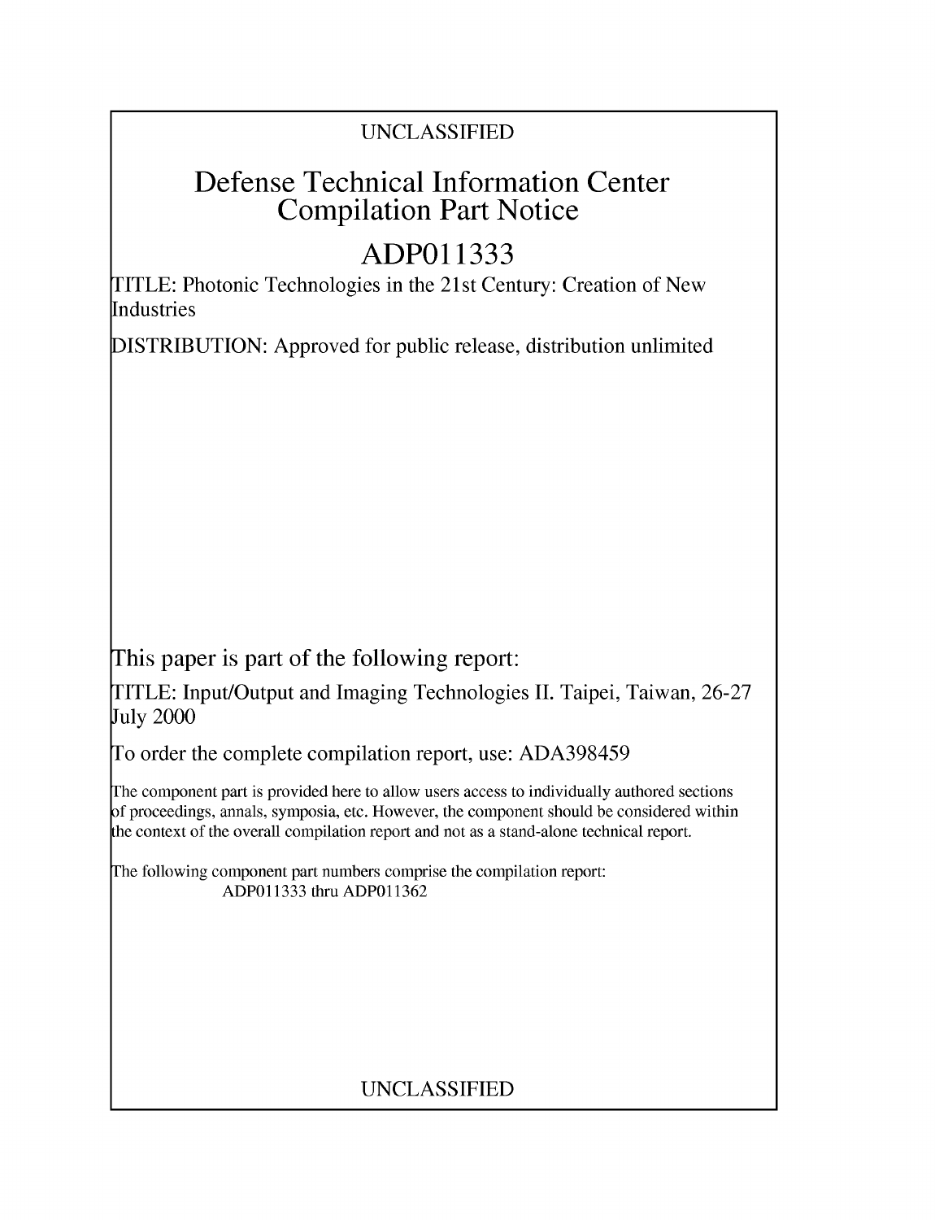UNCLASSIFIED

# Defense Technical Information Center Compilation Part Notice

# ADP011333

TITLE: Photonic Technologies in the 21st Century: Creation of New Industries

DISTRIBUTION: Approved for public release, distribution unlimited

This paper is part of the following report:

TITLE: Input/Output and Imaging Technologies II. Taipei, Taiwan, 26-27 July 2000

To order the complete compilation report, use: ADA398459

The component part is provided here to allow users access to individually authored sections of proceedings, annals, symposia, etc. However, the component should be considered within the context of the overall compilation report and not as a stand-alone technical report.

The following component part numbers comprise the compilation report:
ADP011333 thru ADP011362

UNCLASSIFIED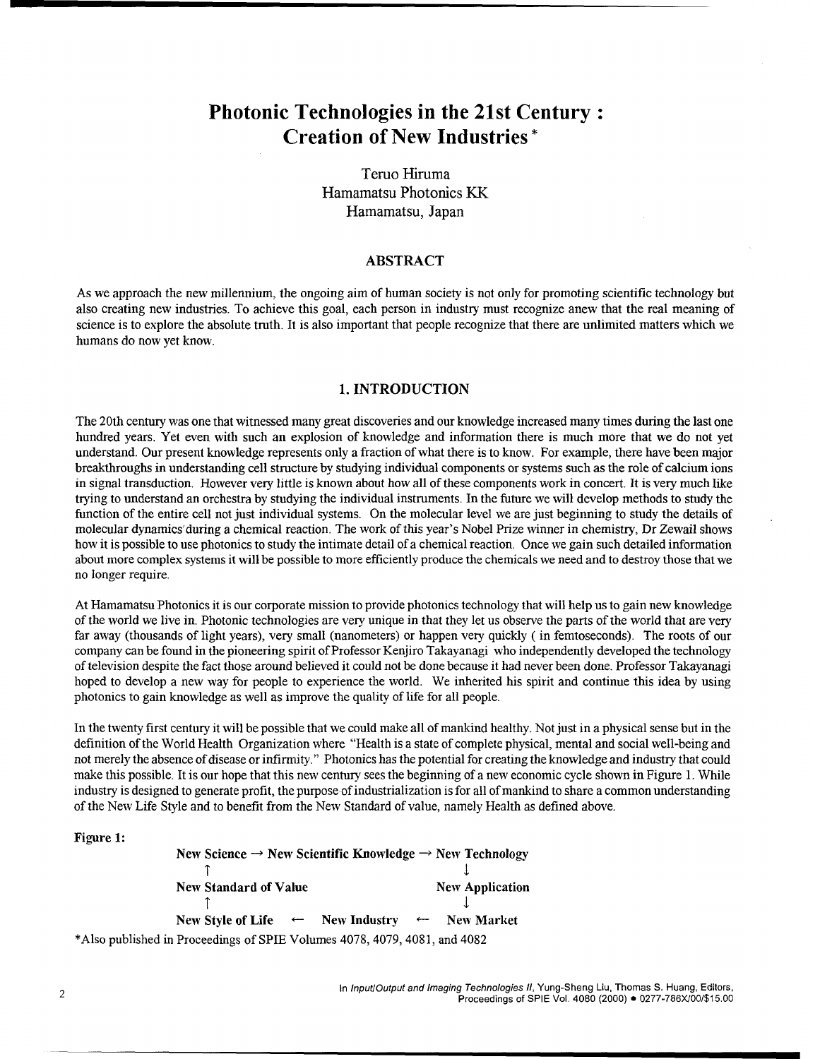# Photonic Technologies in the 21st Century : Creation of New Industries *

Teruo Hiruma
Hamamatsu Photonics KK
Hamamatsu, Japan

## ABSTRACT

As we approach the new millennium, the ongoing aim of human society is not only for promoting scientific technology but also creating new industries. To achieve this goal, each person in industry must recognize anew that the real meaning of science is to explore the absolute truth. It is also important that people recognize that there are unlimited matters which we humans do now yet know.

## 1. INTRODUCTION

The 20th century was one that witnessed many great discoveries and our knowledge increased many times during the last one hundred years. Yet even with such an explosion of knowledge and information there is much more that we do not yet understand. Our present knowledge represents only a fraction of what there is to know. For example, there have been major breakthroughs in understanding cell structure by studying individual components or systems such as the role of calcium ions in signal transduction. However very little is known about how all of these components work in concert. It is very much like trying to understand an orchestra by studying the individual instruments. In the future we will develop methods to study the function of the entire cell not just individual systems. On the molecular level we are just beginning to study the details of molecular dynamics during a chemical reaction. The work of this year's Nobel Prize winner in chemistry, Dr Zewail shows how it is possible to use photonics to study the intimate detail of a chemical reaction. Once we gain such detailed information about more complex systems it will be possible to more efficiently produce the chemicals we need and to destroy those that we no longer require.

At Hamamatsu Photonics it is our corporate mission to provide photonics technology that will help us to gain new knowledge of the world we live in. Photonic technologies are very unique in that they let us observe the parts of the world that are very far away (thousands of light years), very small (nanometers) or happen very quickly ( in femtoseconds). The roots of our company can be found in the pioneering spirit of Professor Kenjiro Takayanagi who independently developed the technology of television despite the fact those around believed it could not be done because it had never been done. Professor Takayanagi hoped to develop a new way for people to experience the world. We inherited his spirit and continue this idea by using photonics to gain knowledge as well as improve the quality of life for all people.

In the twenty first century it will be possible that we could make all of mankind healthy. Not just in a physical sense but in the definition of the World Health Organization where "Health is a state of complete physical, mental and social well-being and not merely the absence of disease or infirmity." Photonics has the potential for creating the knowledge and industry that could make this possible. It is our hope that this new century sees the beginning of a new economic cycle shown in Figure 1. While industry is designed to generate profit, the purpose of industrialization is for all of mankind to share a common understanding of the New Life Style and to benefit from the New Standard of value, namely Health as defined above.

**Figure 1:**

**New Science → New Scientific Knowledge → New Technology**
**↑ ↓**
**New Standard of Value New Application**
**↑ ↓**
**New Style of Life ← New Industry ← New Market**

*Also published in Proceedings of SPIE Volumes 4078, 4079, 4081, and 4082

In *Input/Output and Imaging Technologies II*, Yung-Sheng Liu, Thomas S. Huang, Editors, Proceedings of SPIE Vol. 4080 (2000) • 0277-786X/00/$15.00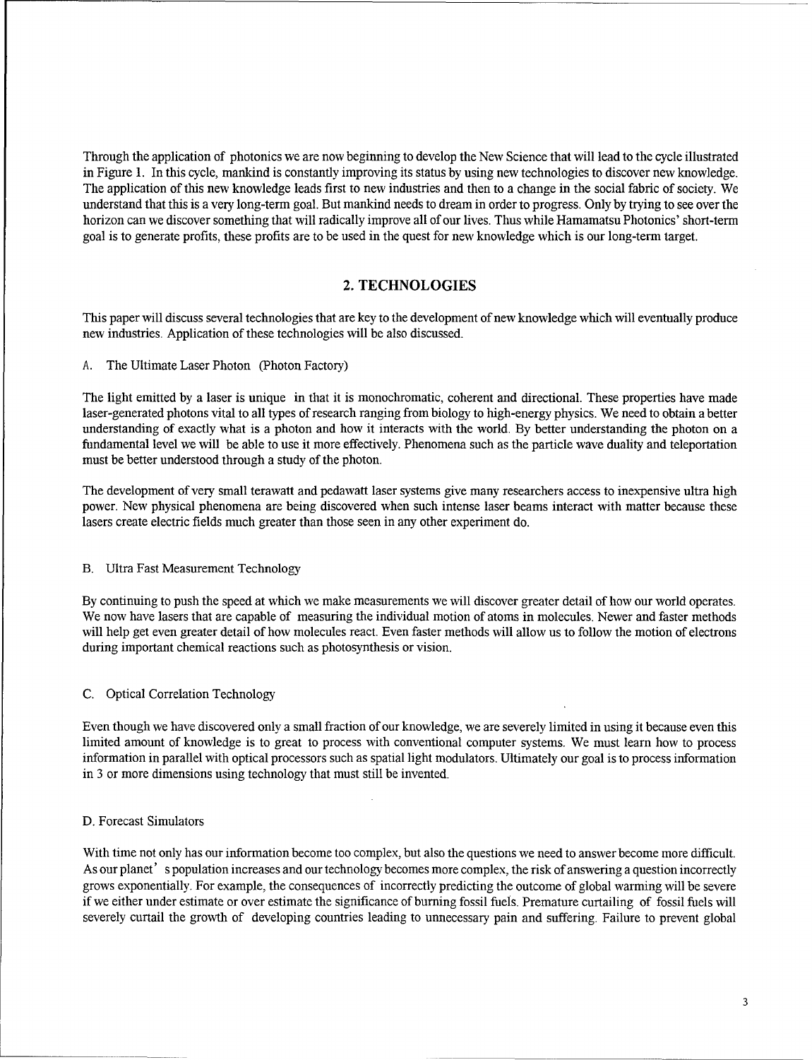Through the application of photonics we are now beginning to develop the New Science that will lead to the cycle illustrated in Figure 1. In this cycle, mankind is constantly improving its status by using new technologies to discover new knowledge. The application of this new knowledge leads first to new industries and then to a change in the social fabric of society. We understand that this is a very long-term goal. But mankind needs to dream in order to progress. Only by trying to see over the horizon can we discover something that will radically improve all of our lives. Thus while Hamamatsu Photonics' short-term goal is to generate profits, these profits are to be used in the quest for new knowledge which is our long-term target.

## 2. TECHNOLOGIES

This paper will discuss several technologies that are key to the development of new knowledge which will eventually produce new industries. Application of these technologies will be also discussed.

A. The Ultimate Laser Photon (Photon Factory)

The light emitted by a laser is unique in that it is monochromatic, coherent and directional. These properties have made laser-generated photons vital to all types of research ranging from biology to high-energy physics. We need to obtain a better understanding of exactly what is a photon and how it interacts with the world. By better understanding the photon on a fundamental level we will be able to use it more effectively. Phenomena such as the particle wave duality and teleportation must be better understood through a study of the photon.

The development of very small terawatt and pedawatt laser systems give many researchers access to inexpensive ultra high power. New physical phenomena are being discovered when such intense laser beams interact with matter because these lasers create electric fields much greater than those seen in any other experiment do.

B. Ultra Fast Measurement Technology

By continuing to push the speed at which we make measurements we will discover greater detail of how our world operates. We now have lasers that are capable of measuring the individual motion of atoms in molecules. Newer and faster methods will help get even greater detail of how molecules react. Even faster methods will allow us to follow the motion of electrons during important chemical reactions such as photosynthesis or vision.

C. Optical Correlation Technology

Even though we have discovered only a small fraction of our knowledge, we are severely limited in using it because even this limited amount of knowledge is to great to process with conventional computer systems. We must learn how to process information in parallel with optical processors such as spatial light modulators. Ultimately our goal is to process information in 3 or more dimensions using technology that must still be invented.

D. Forecast Simulators

With time not only has our information become too complex, but also the questions we need to answer become more difficult. As our planet's population increases and our technology becomes more complex, the risk of answering a question incorrectly grows exponentially. For example, the consequences of incorrectly predicting the outcome of global warming will be severe if we either under estimate or over estimate the significance of burning fossil fuels. Premature curtailing of fossil fuels will severely curtail the growth of developing countries leading to unnecessary pain and suffering. Failure to prevent global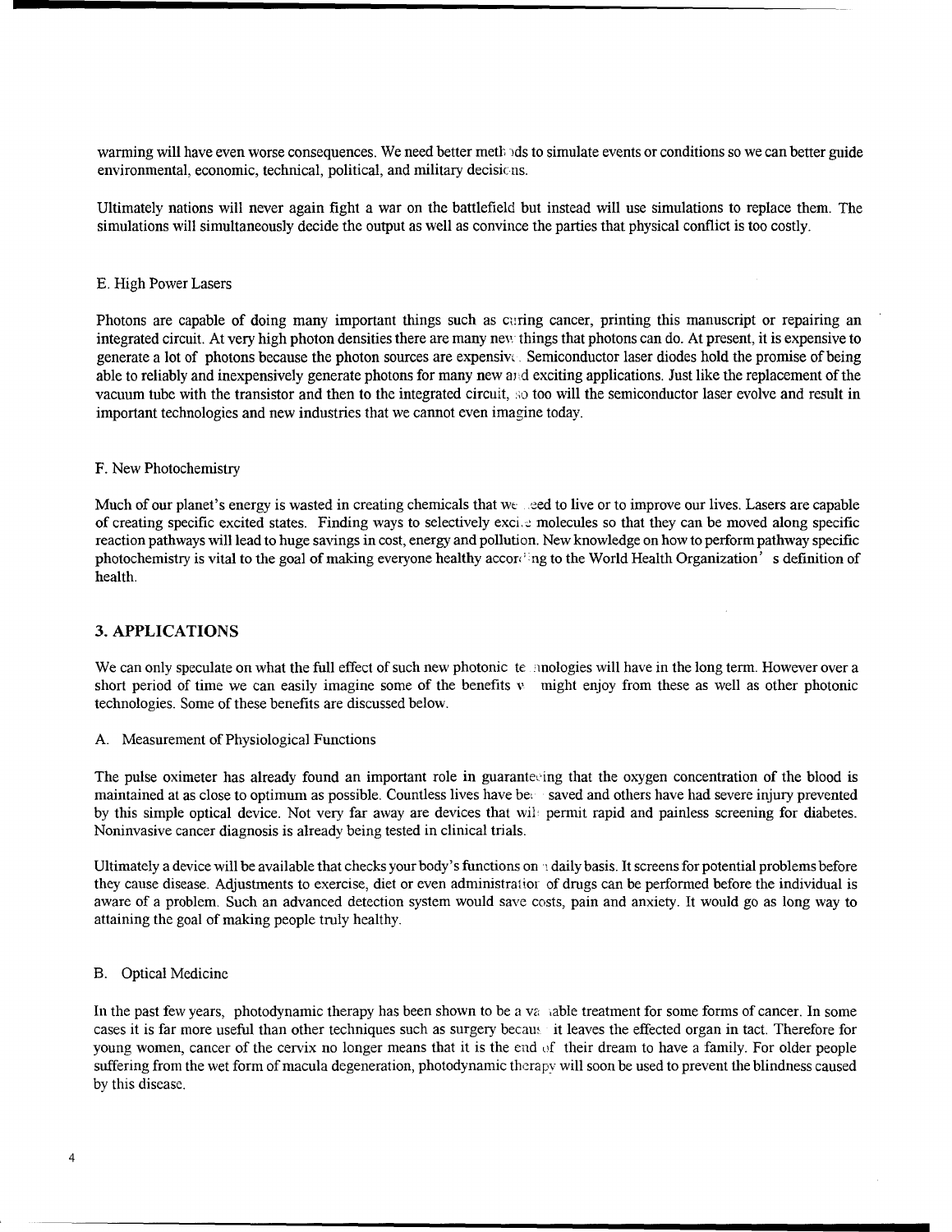warming will have even worse consequences. We need better methods to simulate events or conditions so we can better guide environmental, economic, technical, political, and military decisions.

Ultimately nations will never again fight a war on the battlefield but instead will use simulations to replace them. The simulations will simultaneously decide the output as well as convince the parties that physical conflict is too costly.

### E. High Power Lasers

Photons are capable of doing many important things such as curing cancer, printing this manuscript or repairing an integrated circuit. At very high photon densities there are many new things that photons can do. At present, it is expensive to generate a lot of photons because the photon sources are expensive. Semiconductor laser diodes hold the promise of being able to reliably and inexpensively generate photons for many new and exciting applications. Just like the replacement of the vacuum tube with the transistor and then to the integrated circuit, so too will the semiconductor laser evolve and result in important technologies and new industries that we cannot even imagine today.

### F. New Photochemistry

Much of our planet's energy is wasted in creating chemicals that we need to live or to improve our lives. Lasers are capable of creating specific excited states. Finding ways to selectively excite molecules so that they can be moved along specific reaction pathways will lead to huge savings in cost, energy and pollution. New knowledge on how to perform pathway specific photochemistry is vital to the goal of making everyone healthy according to the World Health Organization's definition of health.

## 3. APPLICATIONS

We can only speculate on what the full effect of such new photonic technologies will have in the long term. However over a short period of time we can easily imagine some of the benefits we might enjoy from these as well as other photonic technologies. Some of these benefits are discussed below.

### A. Measurement of Physiological Functions

The pulse oximeter has already found an important role in guaranteeing that the oxygen concentration of the blood is maintained at as close to optimum as possible. Countless lives have been saved and others have had severe injury prevented by this simple optical device. Not very far away are devices that will permit rapid and painless screening for diabetes. Noninvasive cancer diagnosis is already being tested in clinical trials.

Ultimately a device will be available that checks your body's functions on a daily basis. It screens for potential problems before they cause disease. Adjustments to exercise, diet or even administration of drugs can be performed before the individual is aware of a problem. Such an advanced detection system would save costs, pain and anxiety. It would go as long way to attaining the goal of making people truly healthy.

### B. Optical Medicine

In the past few years, photodynamic therapy has been shown to be a valuable treatment for some forms of cancer. In some cases it is far more useful than other techniques such as surgery because it leaves the effected organ in tact. Therefore for young women, cancer of the cervix no longer means that it is the end of their dream to have a family. For older people suffering from the wet form of macula degeneration, photodynamic therapy will soon be used to prevent the blindness caused by this disease.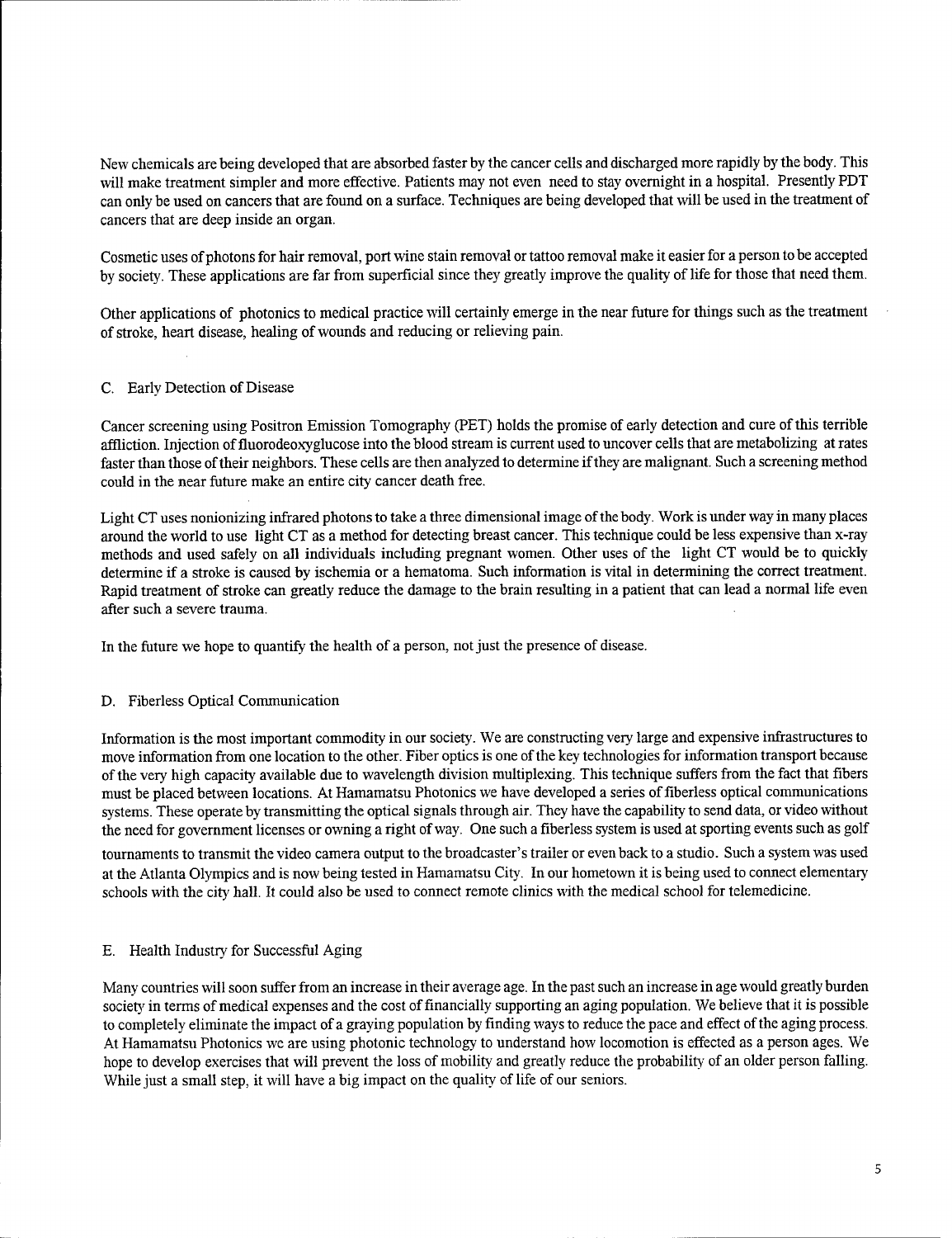New chemicals are being developed that are absorbed faster by the cancer cells and discharged more rapidly by the body. This will make treatment simpler and more effective. Patients may not even need to stay overnight in a hospital. Presently PDT can only be used on cancers that are found on a surface. Techniques are being developed that will be used in the treatment of cancers that are deep inside an organ.

Cosmetic uses of photons for hair removal, port wine stain removal or tattoo removal make it easier for a person to be accepted by society. These applications are far from superficial since they greatly improve the quality of life for those that need them.

Other applications of photonics to medical practice will certainly emerge in the near future for things such as the treatment of stroke, heart disease, healing of wounds and reducing or relieving pain.

### C. Early Detection of Disease

Cancer screening using Positron Emission Tomography (PET) holds the promise of early detection and cure of this terrible affliction. Injection of fluorodeoxyglucose into the blood stream is current used to uncover cells that are metabolizing at rates faster than those of their neighbors. These cells are then analyzed to determine if they are malignant. Such a screening method could in the near future make an entire city cancer death free.

Light CT uses nonionizing infrared photons to take a three dimensional image of the body. Work is under way in many places around the world to use light CT as a method for detecting breast cancer. This technique could be less expensive than x-ray methods and used safely on all individuals including pregnant women. Other uses of the light CT would be to quickly determine if a stroke is caused by ischemia or a hematoma. Such information is vital in determining the correct treatment. Rapid treatment of stroke can greatly reduce the damage to the brain resulting in a patient that can lead a normal life even after such a severe trauma.

In the future we hope to quantify the health of a person, not just the presence of disease.

### D. Fiberless Optical Communication

Information is the most important commodity in our society. We are constructing very large and expensive infrastructures to move information from one location to the other. Fiber optics is one of the key technologies for information transport because of the very high capacity available due to wavelength division multiplexing. This technique suffers from the fact that fibers must be placed between locations. At Hamamatsu Photonics we have developed a series of fiberless optical communications systems. These operate by transmitting the optical signals through air. They have the capability to send data, or video without the need for government licenses or owning a right of way. One such a fiberless system is used at sporting events such as golf tournaments to transmit the video camera output to the broadcaster's trailer or even back to a studio. Such a system was used at the Atlanta Olympics and is now being tested in Hamamatsu City. In our hometown it is being used to connect elementary schools with the city hall. It could also be used to connect remote clinics with the medical school for telemedicine.

### E. Health Industry for Successful Aging

Many countries will soon suffer from an increase in their average age. In the past such an increase in age would greatly burden society in terms of medical expenses and the cost of financially supporting an aging population. We believe that it is possible to completely eliminate the impact of a graying population by finding ways to reduce the pace and effect of the aging process. At Hamamatsu Photonics we are using photonic technology to understand how locomotion is effected as a person ages. We hope to develop exercises that will prevent the loss of mobility and greatly reduce the probability of an older person falling. While just a small step, it will have a big impact on the quality of life of our seniors.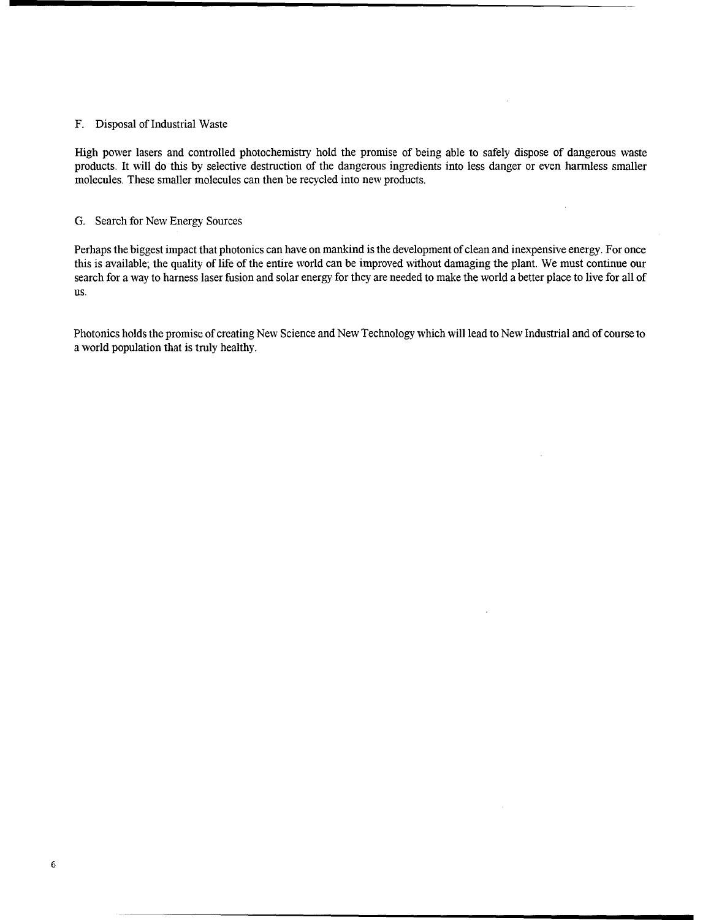### F. Disposal of Industrial Waste

High power lasers and controlled photochemistry hold the promise of being able to safely dispose of dangerous waste products. It will do this by selective destruction of the dangerous ingredients into less danger or even harmless smaller molecules. These smaller molecules can then be recycled into new products.

### G. Search for New Energy Sources

Perhaps the biggest impact that photonics can have on mankind is the development of clean and inexpensive energy. For once this is available; the quality of life of the entire world can be improved without damaging the plant. We must continue our search for a way to harness laser fusion and solar energy for they are needed to make the world a better place to live for all of us.

Photonics holds the promise of creating New Science and New Technology which will lead to New Industrial and of course to a world population that is truly healthy.